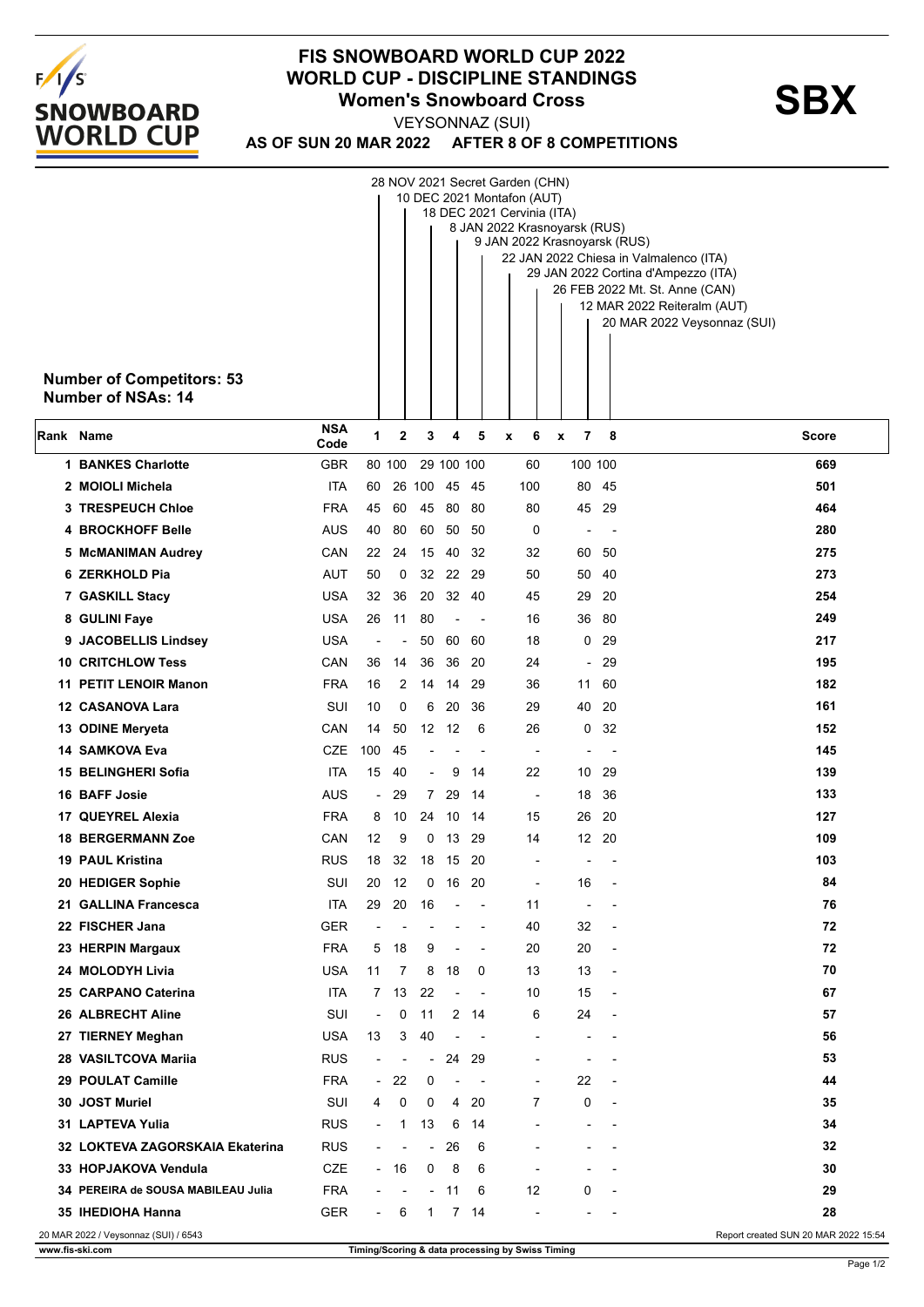# FIS SNOWBOARD WORLD CUP 2022

## WORLD CUP - DISCIPLINE STANDINGS

### Women's Snowboard Cross

**SBX**

VEYSONNAZ (SUI)

**AS OF SUN 20 MAR 2022 AFTER 8 OF 8 COMPETITIONS**

- 28 NOV 2021 Secret Garden (CHN)
- 10 DEC 2021 Montafon (AUT)
- 18 DEC 2021 Cervinia (ITA)
- 8 JAN 2022 Krasnoyarsk (RUS)
- 9 JAN 2022 Krasnoyarsk (RUS)
- 22 JAN 2022 Chiesa in Valmalenco (ITA)
- 29 JAN 2022 Cortina d'Ampezzo (ITA)
- 26 FEB 2022 Mt. St. Anne (CAN)
- 12 MAR 2022 Reiteralm (AUT)
- 20 MAR 2022 Veysonnaz (SUI)

**Number of Competitors: 53**
**Number of NSAs: 14**

| Rank | Name | NSA Code | 1 | 2 | 3 | 4 | 5 | x | 6 | x | 7 | 8 | Score |
|---|---|---|---|---|---|---|---|---|---|---|---|---|---|
| 1 | BANKES Charlotte | GBR | 80 | 100 | 29 | 100 | 100 | | 60 | | 100 | 100 | 669 |
| 2 | MOIOLI Michela | ITA | 60 | 26 | 100 | 45 | 45 | | 100 | | 80 | 45 | 501 |
| 3 | TRESPEUCH Chloe | FRA | 45 | 60 | 45 | 80 | 80 | | 80 | | 45 | 29 | 464 |
| 4 | BROCKHOFF Belle | AUS | 40 | 80 | 60 | 50 | 50 | | 0 | | - | - | 280 |
| 5 | McMANIMAN Audrey | CAN | 22 | 24 | 15 | 40 | 32 | | 32 | | 60 | 50 | 275 |
| 6 | ZERKHOLD Pia | AUT | 50 | 0 | 32 | 22 | 29 | | 50 | | 50 | 40 | 273 |
| 7 | GASKILL Stacy | USA | 32 | 36 | 20 | 32 | 40 | | 45 | | 29 | 20 | 254 |
| 8 | GULINI Faye | USA | 26 | 11 | 80 | - | - | | 16 | | 36 | 80 | 249 |
| 9 | JACOBELLIS Lindsey | USA | - | - | 50 | 60 | 60 | | 18 | | 0 | 29 | 217 |
| 10 | CRITCHLOW Tess | CAN | 36 | 14 | 36 | 36 | 20 | | 24 | | - | 29 | 195 |
| 11 | PETIT LENOIR Manon | FRA | 16 | 2 | 14 | 14 | 29 | | 36 | | 11 | 60 | 182 |
| 12 | CASANOVA Lara | SUI | 10 | 0 | 6 | 20 | 36 | | 29 | | 40 | 20 | 161 |
| 13 | ODINE Meryeta | CAN | 14 | 50 | 12 | 12 | 6 | | 26 | | 0 | 32 | 152 |
| 14 | SAMKOVA Eva | CZE | 100 | 45 | - | - | - | | - | | - | - | 145 |
| 15 | BELINGHERI Sofia | ITA | 15 | 40 | - | 9 | 14 | | 22 | | 10 | 29 | 139 |
| 16 | BAFF Josie | AUS | - | 29 | 7 | 29 | 14 | | - | | 18 | 36 | 133 |
| 17 | QUEYREL Alexia | FRA | 8 | 10 | 24 | 10 | 14 | | 15 | | 26 | 20 | 127 |
| 18 | BERGERMANN Zoe | CAN | 12 | 9 | 0 | 13 | 29 | | 14 | | 12 | 20 | 109 |
| 19 | PAUL Kristina | RUS | 18 | 32 | 18 | 15 | 20 | | - | | - | - | 103 |
| 20 | HEDIGER Sophie | SUI | 20 | 12 | 0 | 16 | 20 | | - | | 16 | - | 84 |
| 21 | GALLINA Francesca | ITA | 29 | 20 | 16 | - | - | | 11 | | - | - | 76 |
| 22 | FISCHER Jana | GER | - | - | - | - | - | | 40 | | 32 | - | 72 |
| 23 | HERPIN Margaux | FRA | 5 | 18 | 9 | - | - | | 20 | | 20 | - | 72 |
| 24 | MOLODYH Livia | USA | 11 | 7 | 8 | 18 | 0 | | 13 | | 13 | - | 70 |
| 25 | CARPANO Caterina | ITA | 7 | 13 | 22 | - | - | | 10 | | 15 | - | 67 |
| 26 | ALBRECHT Aline | SUI | - | 0 | 11 | 2 | 14 | | 6 | | 24 | - | 57 |
| 27 | TIERNEY Meghan | USA | 13 | 3 | 40 | - | - | | - | | - | - | 56 |
| 28 | VASILTCOVA Mariia | RUS | - | - | - | 24 | 29 | | - | | - | - | 53 |
| 29 | POULAT Camille | FRA | - | 22 | 0 | - | - | | - | | 22 | - | 44 |
| 30 | JOST Muriel | SUI | 4 | 0 | 0 | 4 | 20 | | 7 | | 0 | - | 35 |
| 31 | LAPTEVA Yulia | RUS | - | 1 | 13 | 6 | 14 | | - | | - | - | 34 |
| 32 | LOKTEVA ZAGORSKAIA Ekaterina | RUS | - | - | - | 26 | 6 | | - | | - | - | 32 |
| 33 | HOPJAKOVA Vendula | CZE | - | 16 | 0 | 8 | 6 | | - | | - | - | 30 |
| 34 | PEREIRA de SOUSA MABILEAU Julia | FRA | - | - | - | 11 | 6 | | 12 | | 0 | - | 29 |
| 35 | IHEDIOHA Hanna | GER | - | 6 | 1 | 7 | 14 | | - | | - | - | 28 |

20 MAR 2022 / Veysonnaz (SUI) / 6543

Report created SUN 20 MAR 2022 15:54

www.fis-ski.com

Timing/Scoring & data processing by Swiss Timing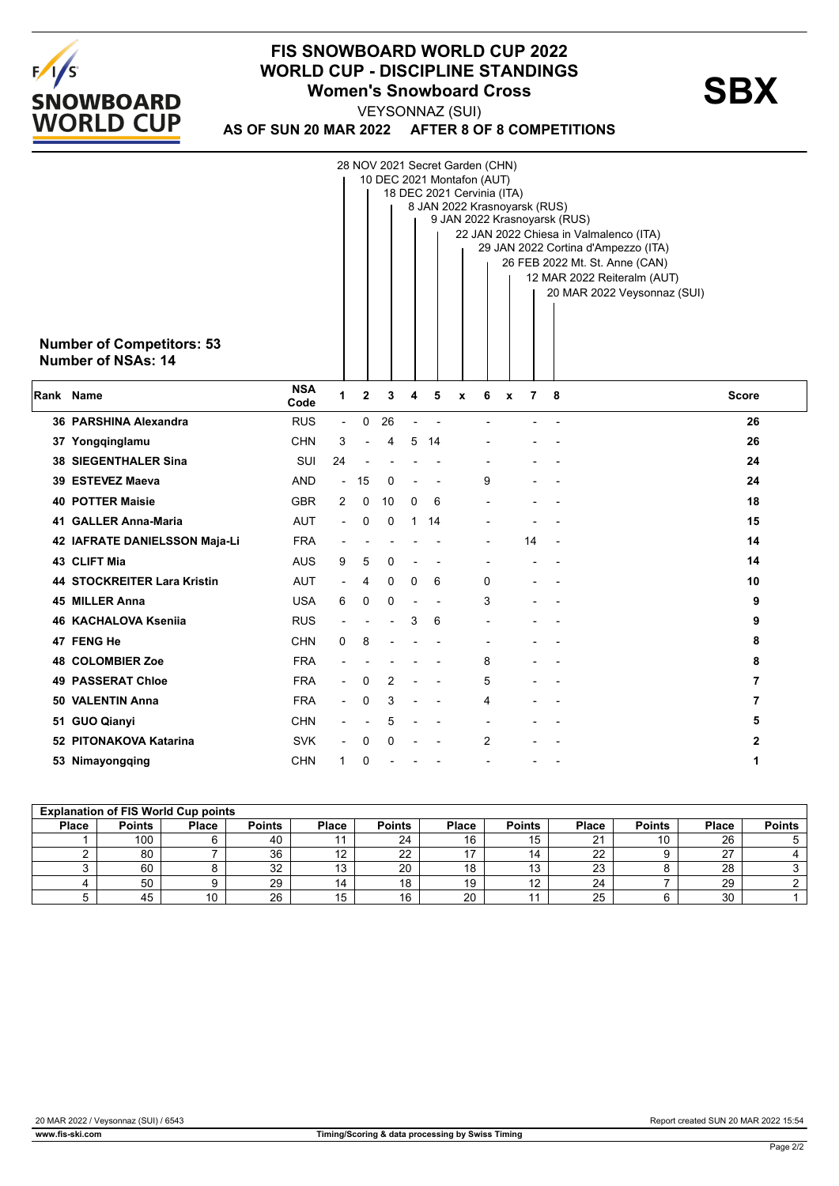# FIS SNOWBOARD WORLD CUP 2022
## WORLD CUP - DISCIPLINE STANDINGS
### Women's Snowboard Cross

**SBX**

VEYSONNAZ (SUI)

**AS OF SUN 20 MAR 2022 AFTER 8 OF 8 COMPETITIONS**

28 NOV 2021 Secret Garden (CHN)
10 DEC 2021 Montafon (AUT)
18 DEC 2021 Cervinia (ITA)
8 JAN 2022 Krasnoyarsk (RUS)
9 JAN 2022 Krasnoyarsk (RUS)
22 JAN 2022 Chiesa in Valmalenco (ITA)
29 JAN 2022 Cortina d'Ampezzo (ITA)
26 FEB 2022 Mt. St. Anne (CAN)
12 MAR 2022 Reiteralm (AUT)
20 MAR 2022 Veysonnaz (SUI)

**Number of Competitors: 53**
**Number of NSAs: 14**

| Rank | Name | NSA Code | 1 | 2 | 3 | 4 | 5 | x | 6 | x | 7 | 8 | Score |
|---|---|---|---|---|---|---|---|---|---|---|---|---|---|
| 36 | PARSHINA Alexandra | RUS | - | 0 | 26 | - | - | | - | | - | - | 26 |
| 37 | Yongqinglamu | CHN | 3 | - | 4 | 5 | 14 | | - | | - | - | 26 |
| 38 | SIEGENTHALER Sina | SUI | 24 | - | - | - | - | | - | | - | - | 24 |
| 39 | ESTEVEZ Maeva | AND | - | 15 | 0 | - | - | | 9 | | - | - | 24 |
| 40 | POTTER Maisie | GBR | 2 | 0 | 10 | 0 | 6 | | - | | - | - | 18 |
| 41 | GALLER Anna-Maria | AUT | - | 0 | 0 | 1 | 14 | | - | | - | - | 15 |
| 42 | IAFRATE DANIELSSON Maja-Li | FRA | - | - | - | - | - | | - | | 14 | - | 14 |
| 43 | CLIFT Mia | AUS | 9 | 5 | 0 | - | - | | - | | - | - | 14 |
| 44 | STOCKREITER Lara Kristin | AUT | - | 4 | 0 | 0 | 6 | | 0 | | - | - | 10 |
| 45 | MILLER Anna | USA | 6 | 0 | 0 | - | - | | 3 | | - | - | 9 |
| 46 | KACHALOVA Ksenija | RUS | - | - | - | 3 | 6 | | - | | - | - | 9 |
| 47 | FENG He | CHN | 0 | 8 | - | - | - | | - | | - | - | 8 |
| 48 | COLOMBIER Zoe | FRA | - | - | - | - | - | | 8 | | - | - | 8 |
| 49 | PASSERAT Chloe | FRA | - | 0 | 2 | - | - | | 5 | | - | - | 7 |
| 50 | VALENTIN Anna | FRA | - | 0 | 3 | - | - | | 4 | | - | - | 7 |
| 51 | GUO Qianyi | CHN | - | - | 5 | - | - | | - | | - | - | 5 |
| 52 | PITONAKOVA Katarina | SVK | - | 0 | 0 | - | - | | 2 | | - | - | 2 |
| 53 | Nimayongqing | CHN | 1 | 0 | - | - | - | | - | | - | - | 1 |

**Explanation of FIS World Cup points**

| Place | Points | Place | Points | Place | Points | Place | Points | Place | Points | Place | Points |
|---|---|---|---|---|---|---|---|---|---|---|---|
| 1 | 100 | 6 | 40 | 11 | 24 | 16 | 15 | 21 | 10 | 26 | 5 |
| 2 | 80 | 7 | 36 | 12 | 22 | 17 | 14 | 22 | 9 | 27 | 4 |
| 3 | 60 | 8 | 32 | 13 | 20 | 18 | 13 | 23 | 8 | 28 | 3 |
| 4 | 50 | 9 | 29 | 14 | 18 | 19 | 12 | 24 | 7 | 29 | 2 |
| 5 | 45 | 10 | 26 | 15 | 16 | 20 | 11 | 25 | 6 | 30 | 1 |

20 MAR 2022 / Veysonnaz (SUI) / 6543

Report created SUN 20 MAR 2022 15:54

www.fis-ski.com

Timing/Scoring & data processing by Swiss Timing